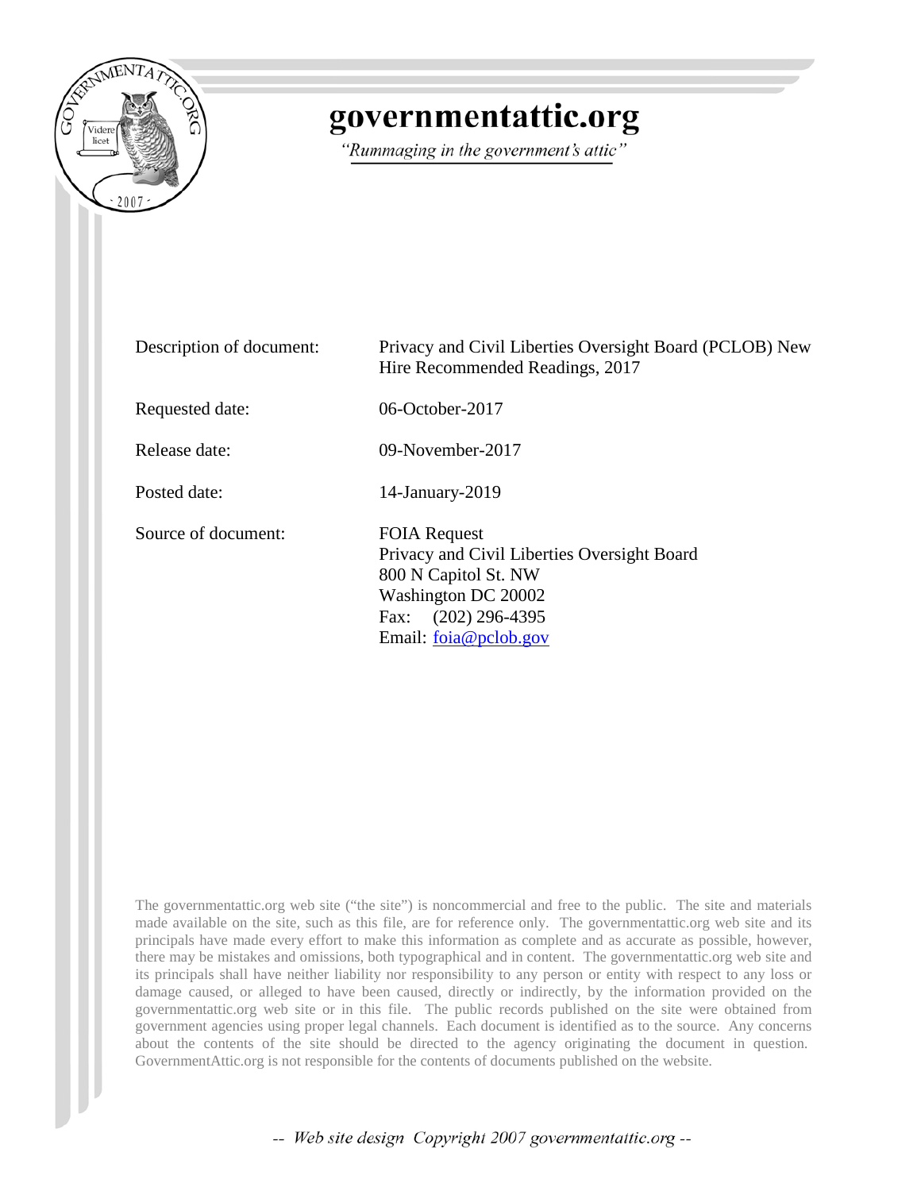# governmentattic.org

*"Rummaging in the government's attic"*

| | |
|---|---|
| Description of document: | Privacy and Civil Liberties Oversight Board (PCLOB) New Hire Recommended Readings, 2017 |
| Requested date: | 06-October-2017 |
| Release date: | 09-November-2017 |
| Posted date: | 14-January-2019 |
| Source of document: | FOIA Request<br>Privacy and Civil Liberties Oversight Board<br>800 N Capitol St. NW<br>Washington DC 20002<br>Fax: (202) 296-4395<br>Email: foia@pclob.gov |

The governmentattic.org web site ("the site") is noncommercial and free to the public. The site and materials made available on the site, such as this file, are for reference only. The governmentattic.org web site and its principals have made every effort to make this information as complete and as accurate as possible, however, there may be mistakes and omissions, both typographical and in content. The governmentattic.org web site and its principals shall have neither liability nor responsibility to any person or entity with respect to any loss or damage caused, or alleged to have been caused, directly or indirectly, by the information provided on the governmentattic.org web site or in this file. The public records published on the site were obtained from government agencies using proper legal channels. Each document is identified as to the source. Any concerns about the contents of the site should be directed to the agency originating the document in question. GovernmentAttic.org is not responsible for the contents of documents published on the website.

*-- Web site design Copyright 2007 governmentattic.org --*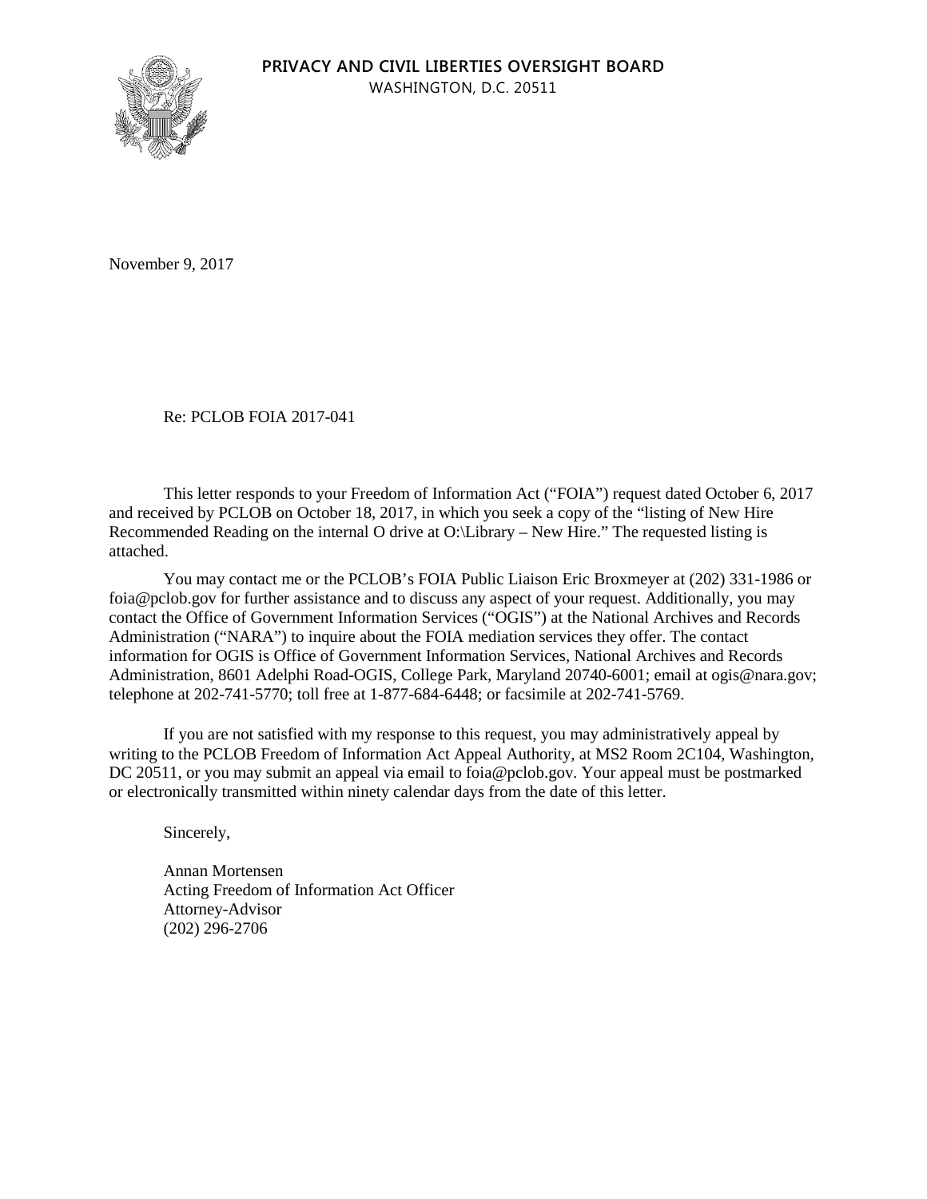**PRIVACY AND CIVIL LIBERTIES OVERSIGHT BOARD**
WASHINGTON, D.C. 20511

November 9, 2017

Re: PCLOB FOIA 2017-041

This letter responds to your Freedom of Information Act ("FOIA") request dated October 6, 2017 and received by PCLOB on October 18, 2017, in which you seek a copy of the "listing of New Hire Recommended Reading on the internal O drive at O:\Library – New Hire." The requested listing is attached.

You may contact me or the PCLOB's FOIA Public Liaison Eric Broxmeyer at (202) 331-1986 or foia@pclob.gov for further assistance and to discuss any aspect of your request. Additionally, you may contact the Office of Government Information Services ("OGIS") at the National Archives and Records Administration ("NARA") to inquire about the FOIA mediation services they offer. The contact information for OGIS is Office of Government Information Services, National Archives and Records Administration, 8601 Adelphi Road-OGIS, College Park, Maryland 20740-6001; email at ogis@nara.gov; telephone at 202-741-5770; toll free at 1-877-684-6448; or facsimile at 202-741-5769.

If you are not satisfied with my response to this request, you may administratively appeal by writing to the PCLOB Freedom of Information Act Appeal Authority, at MS2 Room 2C104, Washington, DC 20511, or you may submit an appeal via email to foia@pclob.gov. Your appeal must be postmarked or electronically transmitted within ninety calendar days from the date of this letter.

Sincerely,

Annan Mortensen
Acting Freedom of Information Act Officer
Attorney-Advisor
(202) 296-2706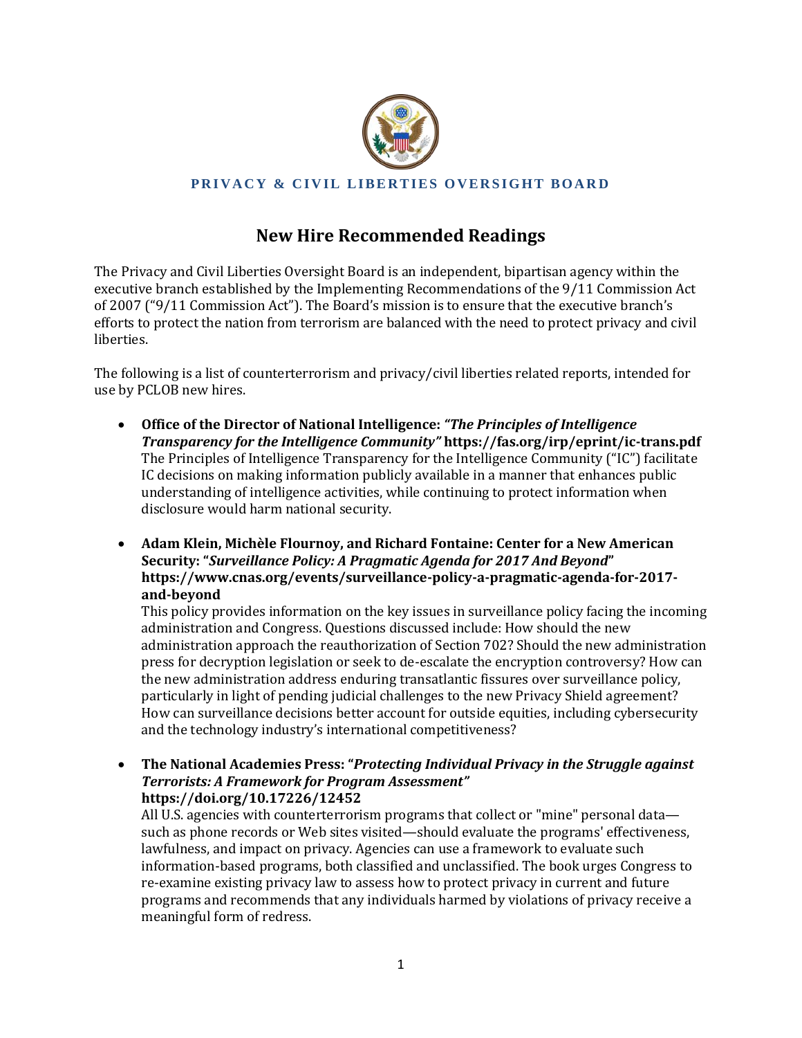**PRIVACY & CIVIL LIBERTIES OVERSIGHT BOARD**

# New Hire Recommended Readings

The Privacy and Civil Liberties Oversight Board is an independent, bipartisan agency within the executive branch established by the Implementing Recommendations of the 9/11 Commission Act of 2007 ("9/11 Commission Act"). The Board's mission is to ensure that the executive branch's efforts to protect the nation from terrorism are balanced with the need to protect privacy and civil liberties.

The following is a list of counterterrorism and privacy/civil liberties related reports, intended for use by PCLOB new hires.

- **Office of the Director of National Intelligence: *"The Principles of Intelligence Transparency for the Intelligence Community"* https://fas.org/irp/eprint/ic-trans.pdf**
  The Principles of Intelligence Transparency for the Intelligence Community ("IC") facilitate IC decisions on making information publicly available in a manner that enhances public understanding of intelligence activities, while continuing to protect information when disclosure would harm national security.

- **Adam Klein, Michèle Flournoy, and Richard Fontaine: Center for a New American Security: "*Surveillance Policy: A Pragmatic Agenda for 2017 And Beyond*" https://www.cnas.org/events/surveillance-policy-a-pragmatic-agenda-for-2017-and-beyond**
  This policy provides information on the key issues in surveillance policy facing the incoming administration and Congress. Questions discussed include: How should the new administration approach the reauthorization of Section 702? Should the new administration press for decryption legislation or seek to de-escalate the encryption controversy? How can the new administration address enduring transatlantic fissures over surveillance policy, particularly in light of pending judicial challenges to the new Privacy Shield agreement? How can surveillance decisions better account for outside equities, including cybersecurity and the technology industry's international competitiveness?

- **The National Academies Press: "*Protecting Individual Privacy in the Struggle against Terrorists: A Framework for Program Assessment*" https://doi.org/10.17226/12452**
  All U.S. agencies with counterterrorism programs that collect or "mine" personal data—such as phone records or Web sites visited—should evaluate the programs' effectiveness, lawfulness, and impact on privacy. Agencies can use a framework to evaluate such information-based programs, both classified and unclassified. The book urges Congress to re-examine existing privacy law to assess how to protect privacy in current and future programs and recommends that any individuals harmed by violations of privacy receive a meaningful form of redress.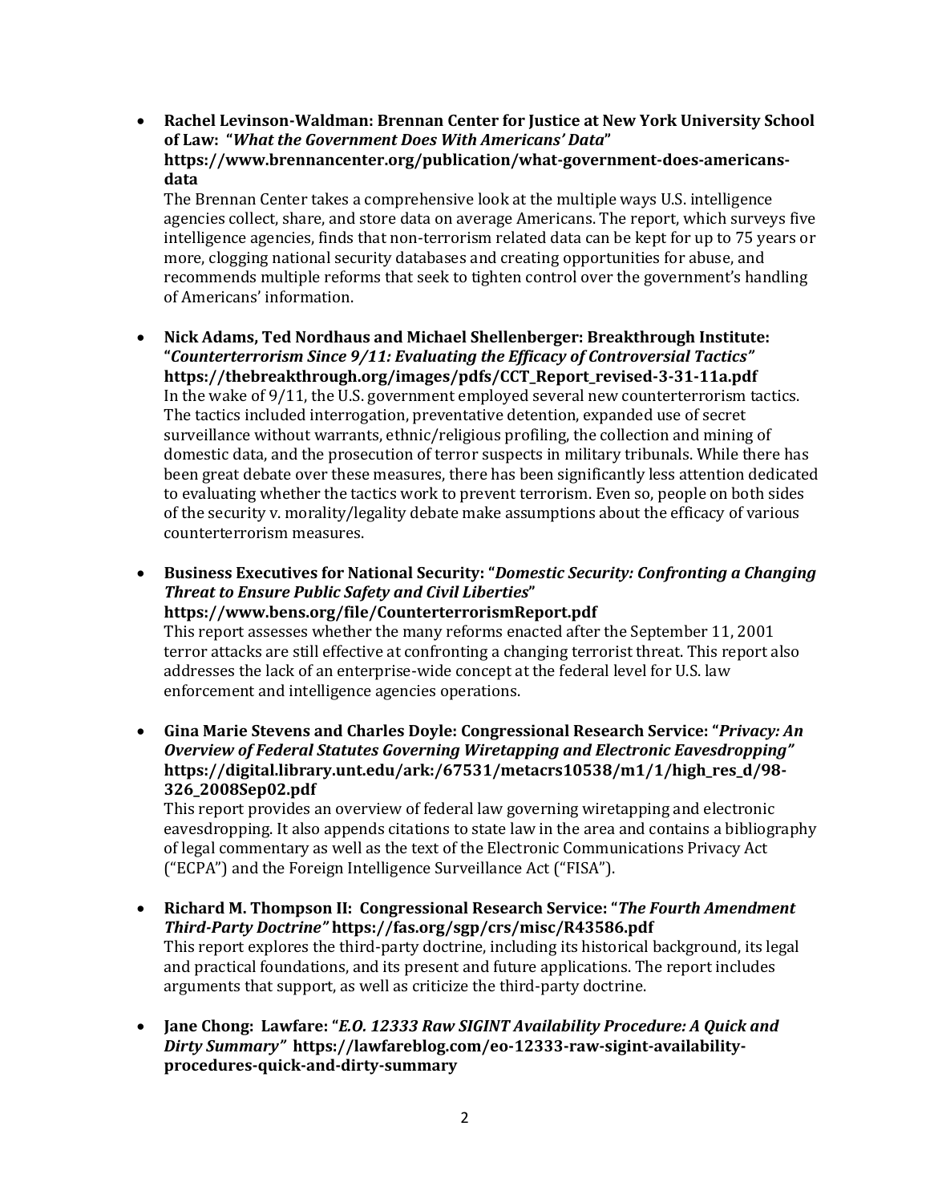- **Rachel Levinson-Waldman: Brennan Center for Justice at New York University School of Law: "*What the Government Does With Americans' Data*" https://www.brennancenter.org/publication/what-government-does-americans-data**
  The Brennan Center takes a comprehensive look at the multiple ways U.S. intelligence agencies collect, share, and store data on average Americans. The report, which surveys five intelligence agencies, finds that non-terrorism related data can be kept for up to 75 years or more, clogging national security databases and creating opportunities for abuse, and recommends multiple reforms that seek to tighten control over the government's handling of Americans' information.

- **Nick Adams, Ted Nordhaus and Michael Shellenberger: Breakthrough Institute: "*Counterterrorism Since 9/11: Evaluating the Efficacy of Controversial Tactics*" https://thebreakthrough.org/images/pdfs/CCT_Report_revised-3-31-11a.pdf**
  In the wake of 9/11, the U.S. government employed several new counterterrorism tactics. The tactics included interrogation, preventative detention, expanded use of secret surveillance without warrants, ethnic/religious profiling, the collection and mining of domestic data, and the prosecution of terror suspects in military tribunals. While there has been great debate over these measures, there has been significantly less attention dedicated to evaluating whether the tactics work to prevent terrorism. Even so, people on both sides of the security v. morality/legality debate make assumptions about the efficacy of various counterterrorism measures.

- **Business Executives for National Security: "*Domestic Security: Confronting a Changing Threat to Ensure Public Safety and Civil Liberties*" https://www.bens.org/file/CounterterrorismReport.pdf**
  This report assesses whether the many reforms enacted after the September 11, 2001 terror attacks are still effective at confronting a changing terrorist threat. This report also addresses the lack of an enterprise-wide concept at the federal level for U.S. law enforcement and intelligence agencies operations.

- **Gina Marie Stevens and Charles Doyle: Congressional Research Service: "*Privacy: An Overview of Federal Statutes Governing Wiretapping and Electronic Eavesdropping*" https://digital.library.unt.edu/ark:/67531/metacrs10538/m1/1/high_res_d/98-326_2008Sep02.pdf**
  This report provides an overview of federal law governing wiretapping and electronic eavesdropping. It also appends citations to state law in the area and contains a bibliography of legal commentary as well as the text of the Electronic Communications Privacy Act ("ECPA") and the Foreign Intelligence Surveillance Act ("FISA").

- **Richard M. Thompson II: Congressional Research Service: "*The Fourth Amendment Third-Party Doctrine*" https://fas.org/sgp/crs/misc/R43586.pdf**
  This report explores the third-party doctrine, including its historical background, its legal and practical foundations, and its present and future applications. The report includes arguments that support, as well as criticize the third-party doctrine.

- **Jane Chong: Lawfare: "*E.O. 12333 Raw SIGINT Availability Procedure: A Quick and Dirty Summary*" https://lawfareblog.com/eo-12333-raw-sigint-availability-procedures-quick-and-dirty-summary**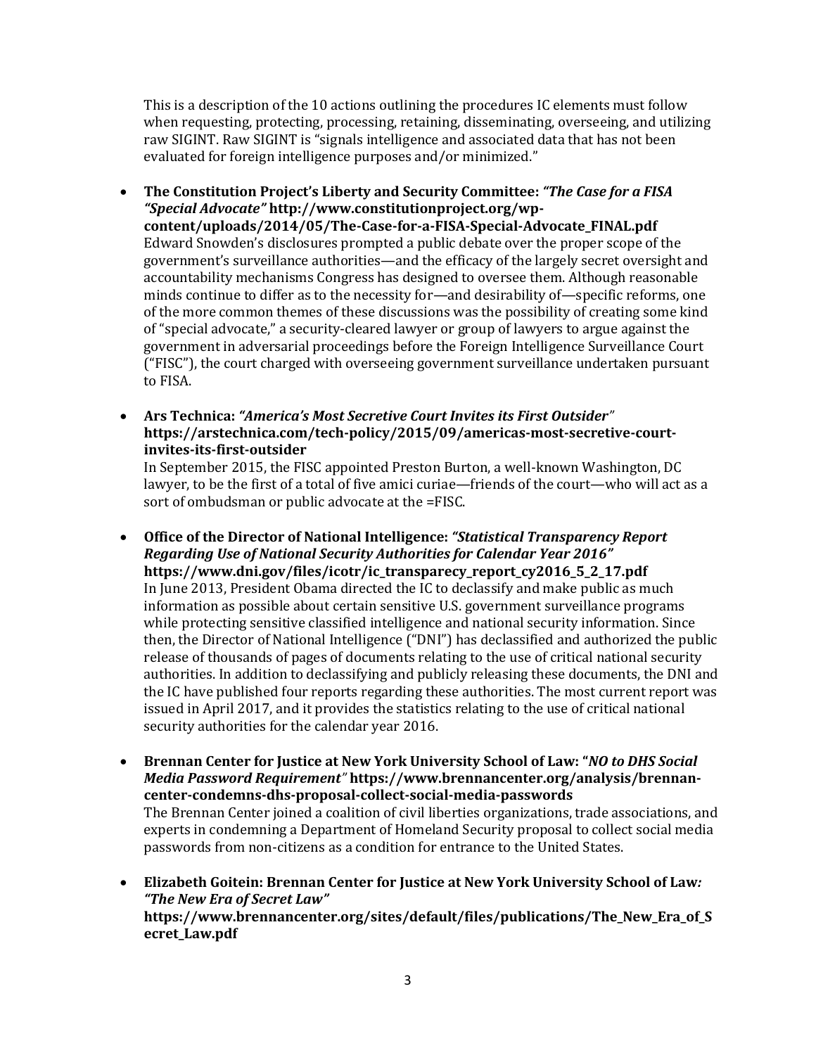This is a description of the 10 actions outlining the procedures IC elements must follow when requesting, protecting, processing, retaining, disseminating, overseeing, and utilizing raw SIGINT. Raw SIGINT is "signals intelligence and associated data that has not been evaluated for foreign intelligence purposes and/or minimized."

- **The Constitution Project's Liberty and Security Committee:** ***"The Case for a FISA "Special Advocate"*** **http://www.constitutionproject.org/wp-content/uploads/2014/05/The-Case-for-a-FISA-Special-Advocate_FINAL.pdf**
  Edward Snowden's disclosures prompted a public debate over the proper scope of the government's surveillance authorities—and the efficacy of the largely secret oversight and accountability mechanisms Congress has designed to oversee them. Although reasonable minds continue to differ as to the necessity for—and desirability of—specific reforms, one of the more common themes of these discussions was the possibility of creating some kind of "special advocate," a security-cleared lawyer or group of lawyers to argue against the government in adversarial proceedings before the Foreign Intelligence Surveillance Court ("FISC"), the court charged with overseeing government surveillance undertaken pursuant to FISA.

- **Ars Technica:** ***"America's Most Secretive Court Invites its First Outsider"*** **https://arstechnica.com/tech-policy/2015/09/americas-most-secretive-court-invites-its-first-outsider**
  In September 2015, the FISC appointed Preston Burton, a well-known Washington, DC lawyer, to be the first of a total of five amici curiae—friends of the court—who will act as a sort of ombudsman or public advocate at the =FISC.

- **Office of the Director of National Intelligence:** ***"Statistical Transparency Report Regarding Use of National Security Authorities for Calendar Year 2016"*** **https://www.dni.gov/files/icotr/ic_transparecy_report_cy2016_5_2_17.pdf**
  In June 2013, President Obama directed the IC to declassify and make public as much information as possible about certain sensitive U.S. government surveillance programs while protecting sensitive classified intelligence and national security information. Since then, the Director of National Intelligence ("DNI") has declassified and authorized the public release of thousands of pages of documents relating to the use of critical national security authorities. In addition to declassifying and publicly releasing these documents, the DNI and the IC have published four reports regarding these authorities. The most current report was issued in April 2017, and it provides the statistics relating to the use of critical national security authorities for the calendar year 2016.

- **Brennan Center for Justice at New York University School of Law: "*NO to DHS Social Media Password Requirement"* https://www.brennancenter.org/analysis/brennan-center-condemns-dhs-proposal-collect-social-media-passwords**
  The Brennan Center joined a coalition of civil liberties organizations, trade associations, and experts in condemning a Department of Homeland Security proposal to collect social media passwords from non-citizens as a condition for entrance to the United States.

- **Elizabeth Goitein: Brennan Center for Justice at New York University School of Law*:* *"The New Era of Secret Law"*** **https://www.brennancenter.org/sites/default/files/publications/The_New_Era_of_Secret_Law.pdf**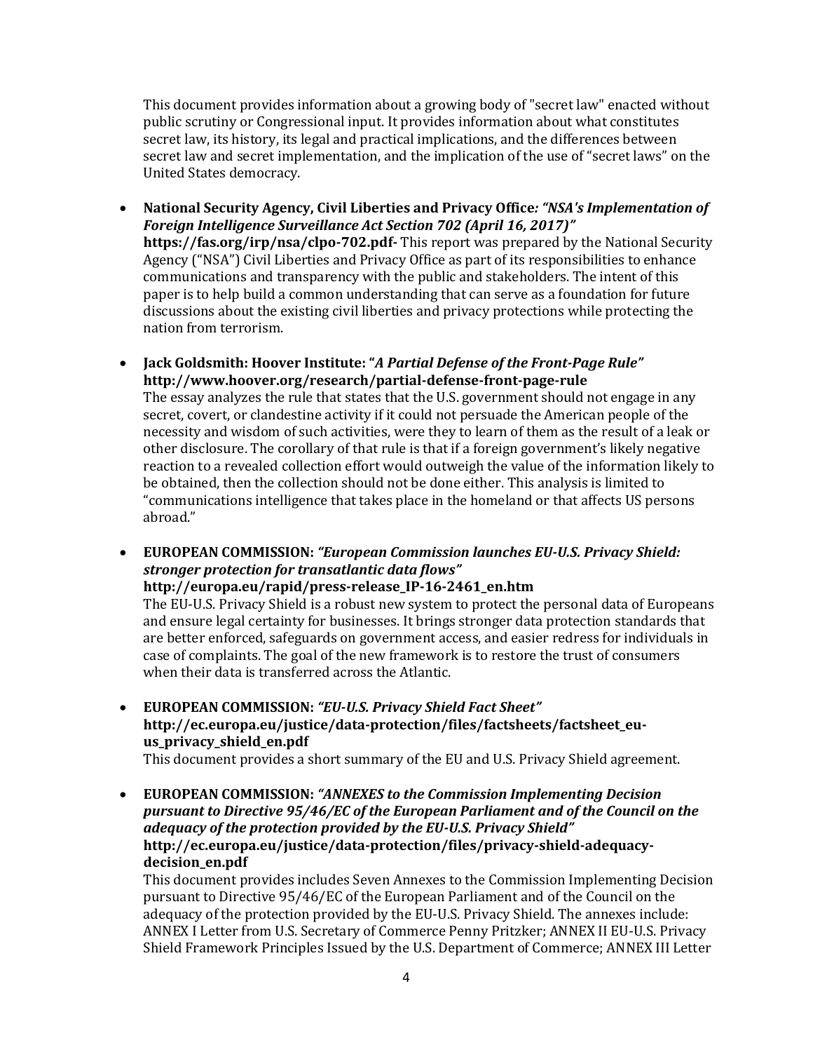This document provides information about a growing body of "secret law" enacted without public scrutiny or Congressional input. It provides information about what constitutes secret law, its history, its legal and practical implications, and the differences between secret law and secret implementation, and the implication of the use of "secret laws" on the United States democracy.

- **National Security Agency, Civil Liberties and Privacy Office*: "NSA's Implementation of Foreign Intelligence Surveillance Act Section 702 (April 16, 2017)"* https://fas.org/irp/nsa/clpo-702.pdf-** This report was prepared by the National Security Agency ("NSA") Civil Liberties and Privacy Office as part of its responsibilities to enhance communications and transparency with the public and stakeholders. The intent of this paper is to help build a common understanding that can serve as a foundation for future discussions about the existing civil liberties and privacy protections while protecting the nation from terrorism.

- **Jack Goldsmith: Hoover Institute: "*A Partial Defense of the Front-Page Rule"* http://www.hoover.org/research/partial-defense-front-page-rule**
  The essay analyzes the rule that states that the U.S. government should not engage in any secret, covert, or clandestine activity if it could not persuade the American people of the necessity and wisdom of such activities, were they to learn of them as the result of a leak or other disclosure. The corollary of that rule is that if a foreign government's likely negative reaction to a revealed collection effort would outweigh the value of the information likely to be obtained, then the collection should not be done either. This analysis is limited to "communications intelligence that takes place in the homeland or that affects US persons abroad."

- **EUROPEAN COMMISSION: *"European Commission launches EU-U.S. Privacy Shield: stronger protection for transatlantic data flows"* http://europa.eu/rapid/press-release_IP-16-2461_en.htm**
  The EU-U.S. Privacy Shield is a robust new system to protect the personal data of Europeans and ensure legal certainty for businesses. It brings stronger data protection standards that are better enforced, safeguards on government access, and easier redress for individuals in case of complaints. The goal of the new framework is to restore the trust of consumers when their data is transferred across the Atlantic.

- **EUROPEAN COMMISSION: *"EU-U.S. Privacy Shield Fact Sheet"* http://ec.europa.eu/justice/data-protection/files/factsheets/factsheet_eu-us_privacy_shield_en.pdf**
  This document provides a short summary of the EU and U.S. Privacy Shield agreement.

- **EUROPEAN COMMISSION: *"ANNEXES to the Commission Implementing Decision pursuant to Directive 95/46/EC of the European Parliament and of the Council on the adequacy of the protection provided by the EU-U.S. Privacy Shield"* http://ec.europa.eu/justice/data-protection/files/privacy-shield-adequacy-decision_en.pdf**
  This document provides includes Seven Annexes to the Commission Implementing Decision pursuant to Directive 95/46/EC of the European Parliament and of the Council on the adequacy of the protection provided by the EU-U.S. Privacy Shield. The annexes include: ANNEX I Letter from U.S. Secretary of Commerce Penny Pritzker; ANNEX II EU-U.S. Privacy Shield Framework Principles Issued by the U.S. Department of Commerce; ANNEX III Letter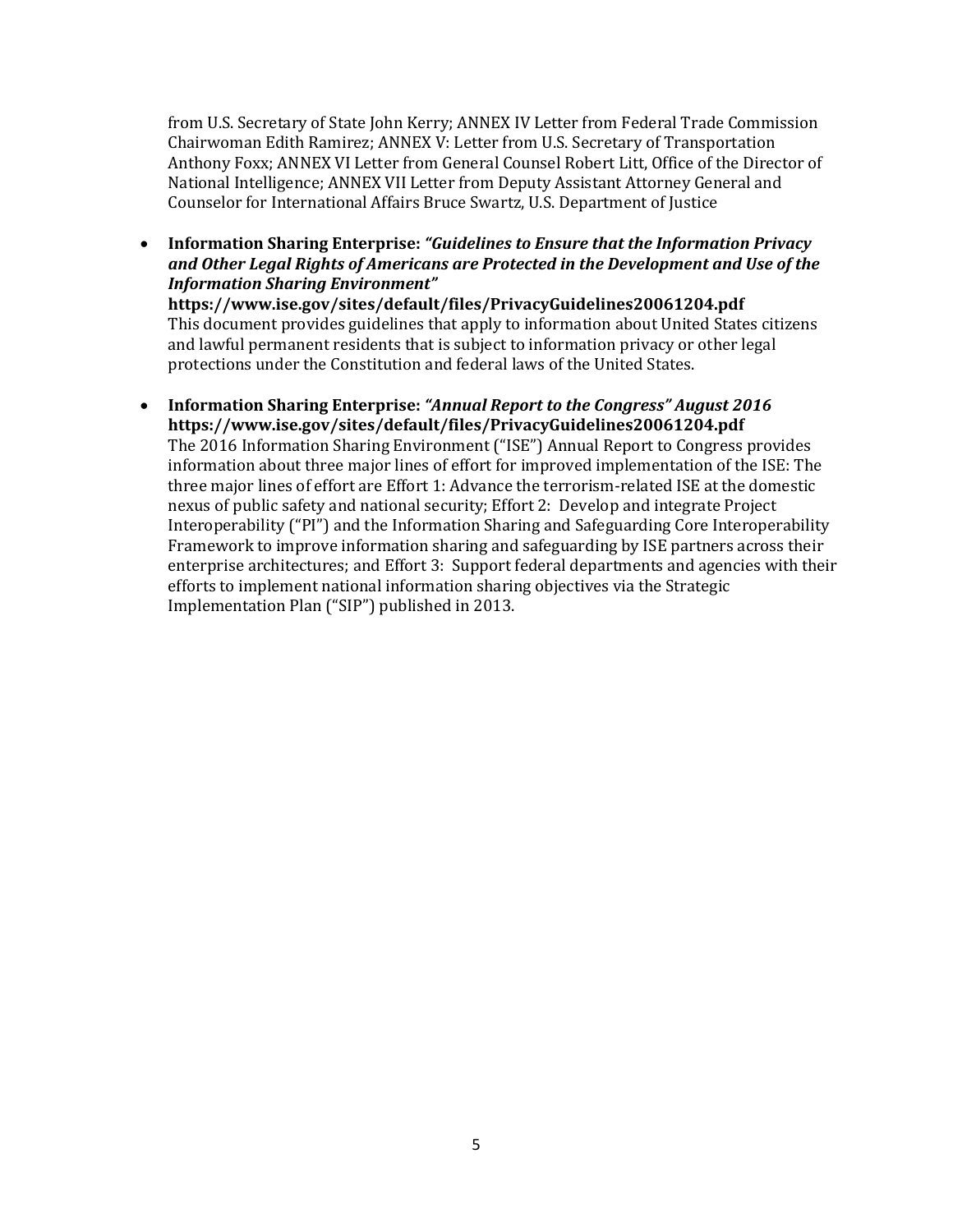from U.S. Secretary of State John Kerry; ANNEX IV Letter from Federal Trade Commission Chairwoman Edith Ramirez; ANNEX V: Letter from U.S. Secretary of Transportation Anthony Foxx; ANNEX VI Letter from General Counsel Robert Litt, Office of the Director of National Intelligence; ANNEX VII Letter from Deputy Assistant Attorney General and Counselor for International Affairs Bruce Swartz, U.S. Department of Justice

- **Information Sharing Enterprise:** ***"Guidelines to Ensure that the Information Privacy and Other Legal Rights of Americans are Protected in the Development and Use of the Information Sharing Environment"***
  **https://www.ise.gov/sites/default/files/PrivacyGuidelines20061204.pdf**
  This document provides guidelines that apply to information about United States citizens and lawful permanent residents that is subject to information privacy or other legal protections under the Constitution and federal laws of the United States.

- **Information Sharing Enterprise:** ***"Annual Report to the Congress" August 2016***
  **https://www.ise.gov/sites/default/files/PrivacyGuidelines20061204.pdf**
  The 2016 Information Sharing Environment ("ISE") Annual Report to Congress provides information about three major lines of effort for improved implementation of the ISE: The three major lines of effort are Effort 1: Advance the terrorism-related ISE at the domestic nexus of public safety and national security; Effort 2: Develop and integrate Project Interoperability ("PI") and the Information Sharing and Safeguarding Core Interoperability Framework to improve information sharing and safeguarding by ISE partners across their enterprise architectures; and Effort 3: Support federal departments and agencies with their efforts to implement national information sharing objectives via the Strategic Implementation Plan ("SIP") published in 2013.